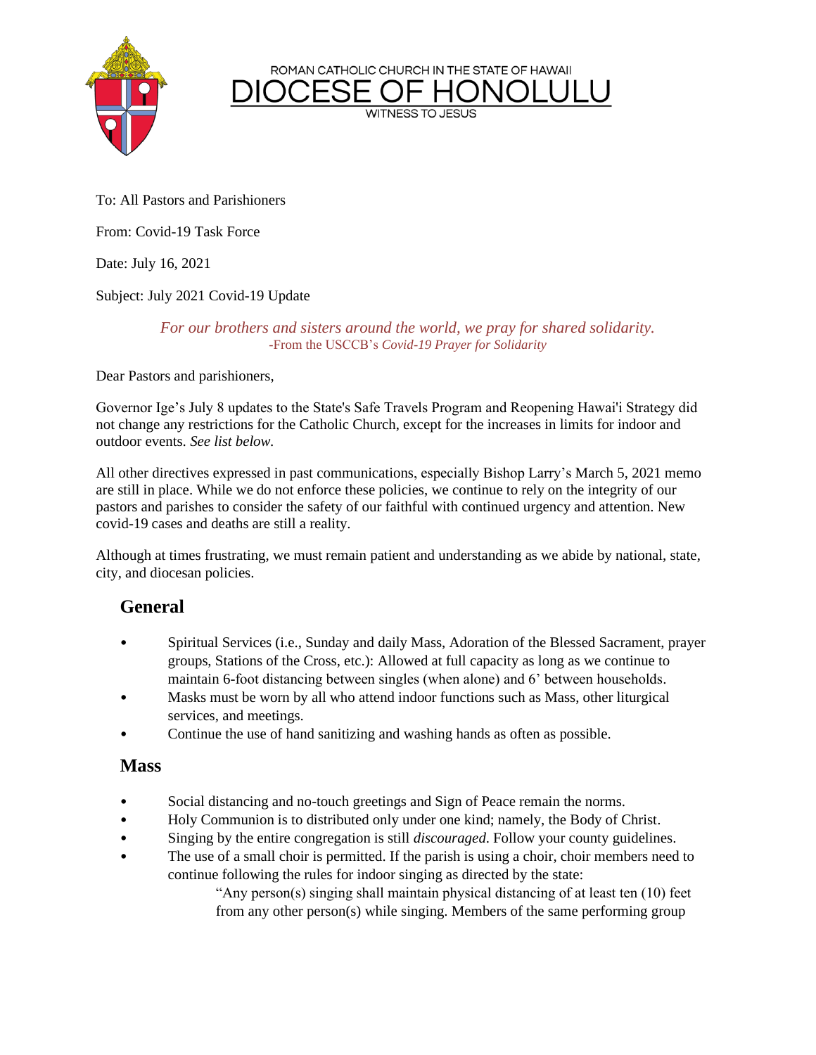ROMAN CATHOLIC CHURCH IN THE STATE OF HAWAII

# DIOCESE OF HONOLULU

WITNESS TO JESUS

To: All Pastors and Parishioners

From: Covid-19 Task Force

Date: July 16, 2021

Subject: July 2021 Covid-19 Update

*For our brothers and sisters around the world, we pray for shared solidarity.*
-From the USCCB's *Covid-19 Prayer for Solidarity*

Dear Pastors and parishioners,

Governor Ige's July 8 updates to the State's Safe Travels Program and Reopening Hawai'i Strategy did not change any restrictions for the Catholic Church, except for the increases in limits for indoor and outdoor events. *See list below.*

All other directives expressed in past communications, especially Bishop Larry's March 5, 2021 memo are still in place. While we do not enforce these policies, we continue to rely on the integrity of our pastors and parishes to consider the safety of our faithful with continued urgency and attention. New covid-19 cases and deaths are still a reality.

Although at times frustrating, we must remain patient and understanding as we abide by national, state, city, and diocesan policies.

## General

- Spiritual Services (i.e., Sunday and daily Mass, Adoration of the Blessed Sacrament, prayer groups, Stations of the Cross, etc.): Allowed at full capacity as long as we continue to maintain 6-foot distancing between singles (when alone) and 6' between households.
- Masks must be worn by all who attend indoor functions such as Mass, other liturgical services, and meetings.
- Continue the use of hand sanitizing and washing hands as often as possible.

## Mass

- Social distancing and no-touch greetings and Sign of Peace remain the norms.
- Holy Communion is to distributed only under one kind; namely, the Body of Christ.
- Singing by the entire congregation is still *discouraged*. Follow your county guidelines.
- The use of a small choir is permitted. If the parish is using a choir, choir members need to continue following the rules for indoor singing as directed by the state:

  "Any person(s) singing shall maintain physical distancing of at least ten (10) feet from any other person(s) while singing. Members of the same performing group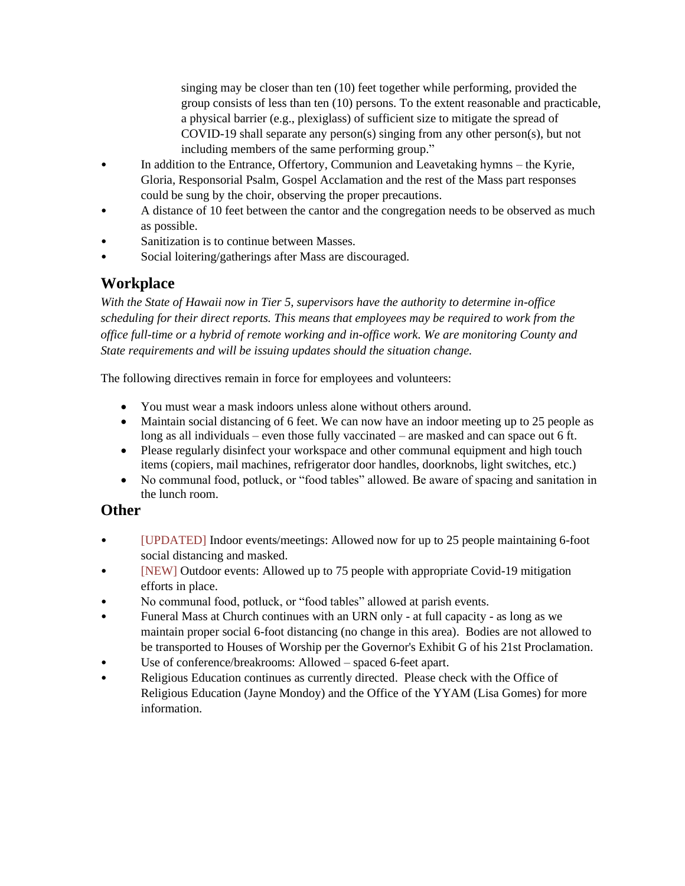singing may be closer than ten (10) feet together while performing, provided the group consists of less than ten (10) persons. To the extent reasonable and practicable, a physical barrier (e.g., plexiglass) of sufficient size to mitigate the spread of COVID-19 shall separate any person(s) singing from any other person(s), but not including members of the same performing group."

- In addition to the Entrance, Offertory, Communion and Leavetaking hymns – the Kyrie, Gloria, Responsorial Psalm, Gospel Acclamation and the rest of the Mass part responses could be sung by the choir, observing the proper precautions.
- A distance of 10 feet between the cantor and the congregation needs to be observed as much as possible.
- Sanitization is to continue between Masses.
- Social loitering/gatherings after Mass are discouraged.

## Workplace

*With the State of Hawaii now in Tier 5, supervisors have the authority to determine in-office scheduling for their direct reports. This means that employees may be required to work from the office full-time or a hybrid of remote working and in-office work. We are monitoring County and State requirements and will be issuing updates should the situation change.*

The following directives remain in force for employees and volunteers:

- You must wear a mask indoors unless alone without others around.
- Maintain social distancing of 6 feet. We can now have an indoor meeting up to 25 people as long as all individuals – even those fully vaccinated – are masked and can space out 6 ft.
- Please regularly disinfect your workspace and other communal equipment and high touch items (copiers, mail machines, refrigerator door handles, doorknobs, light switches, etc.)
- No communal food, potluck, or "food tables" allowed. Be aware of spacing and sanitation in the lunch room.

## Other

- [UPDATED] Indoor events/meetings: Allowed now for up to 25 people maintaining 6-foot social distancing and masked.
- [NEW] Outdoor events: Allowed up to 75 people with appropriate Covid-19 mitigation efforts in place.
- No communal food, potluck, or "food tables" allowed at parish events.
- Funeral Mass at Church continues with an URN only - at full capacity - as long as we maintain proper social 6-foot distancing (no change in this area). Bodies are not allowed to be transported to Houses of Worship per the Governor's Exhibit G of his 21st Proclamation.
- Use of conference/breakrooms: Allowed – spaced 6-feet apart.
- Religious Education continues as currently directed. Please check with the Office of Religious Education (Jayne Mondoy) and the Office of the YYAM (Lisa Gomes) for more information.